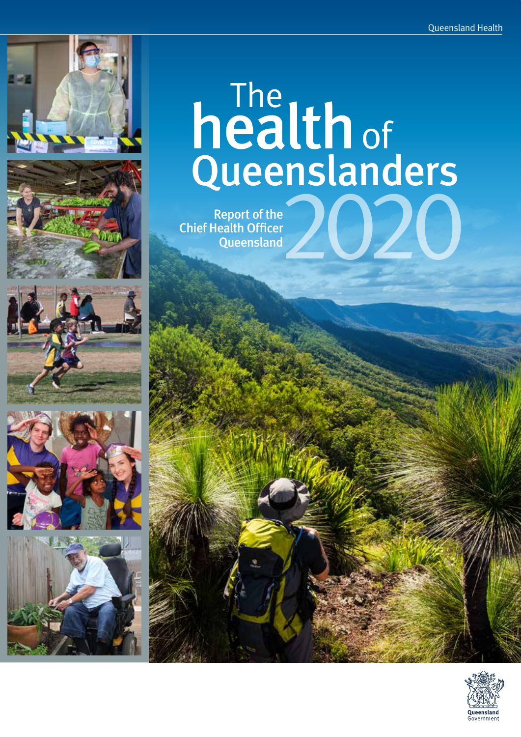Queensland Health

# The health of Queenslanders 2020

## Report of the Chief Health Officer Queensland

Queensland Government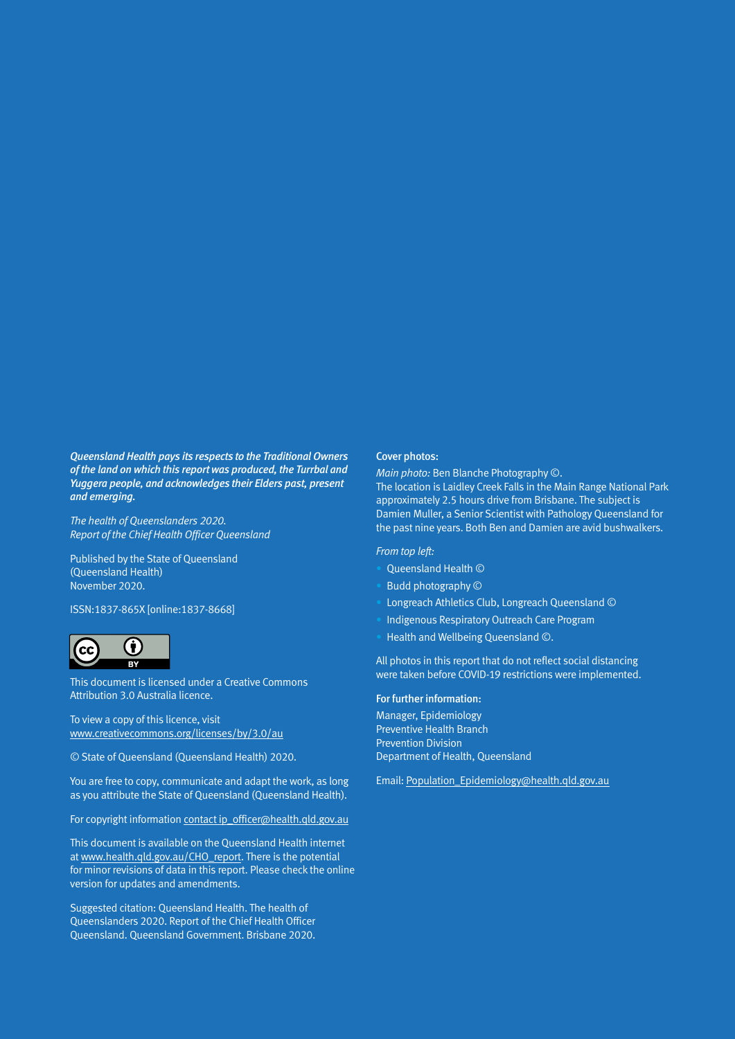***Queensland Health pays its respects to the Traditional Owners of the land on which this report was produced, the Turrbal and Yuggera people, and acknowledges their Elders past, present and emerging.***

*The health of Queenslanders 2020.*
*Report of the Chief Health Officer Queensland*

Published by the State of Queensland
(Queensland Health)
November 2020.

ISSN:1837-865X [online:1837-8668]

This document is licensed under a Creative Commons Attribution 3.0 Australia licence.

To view a copy of this licence, visit
www.creativecommons.org/licenses/by/3.0/au

© State of Queensland (Queensland Health) 2020.

You are free to copy, communicate and adapt the work, as long as you attribute the State of Queensland (Queensland Health).

For copyright information contact ip_officer@health.qld.gov.au

This document is available on the Queensland Health internet at www.health.qld.gov.au/CHO_report. There is the potential for minor revisions of data in this report. Please check the online version for updates and amendments.

Suggested citation: Queensland Health. The health of Queenslanders 2020. Report of the Chief Health Officer Queensland. Queensland Government. Brisbane 2020.

**Cover photos:**

*Main photo:* Ben Blanche Photography ©.
The location is Laidley Creek Falls in the Main Range National Park approximately 2.5 hours drive from Brisbane. The subject is Damien Muller, a Senior Scientist with Pathology Queensland for the past nine years. Both Ben and Damien are avid bushwalkers.

*From top left:*

- Queensland Health ©
- Budd photography ©
- Longreach Athletics Club, Longreach Queensland ©
- Indigenous Respiratory Outreach Care Program
- Health and Wellbeing Queensland ©.

All photos in this report that do not reflect social distancing were taken before COVID-19 restrictions were implemented.

**For further information:**

Manager, Epidemiology
Preventive Health Branch
Prevention Division
Department of Health, Queensland

Email: Population_Epidemiology@health.qld.gov.au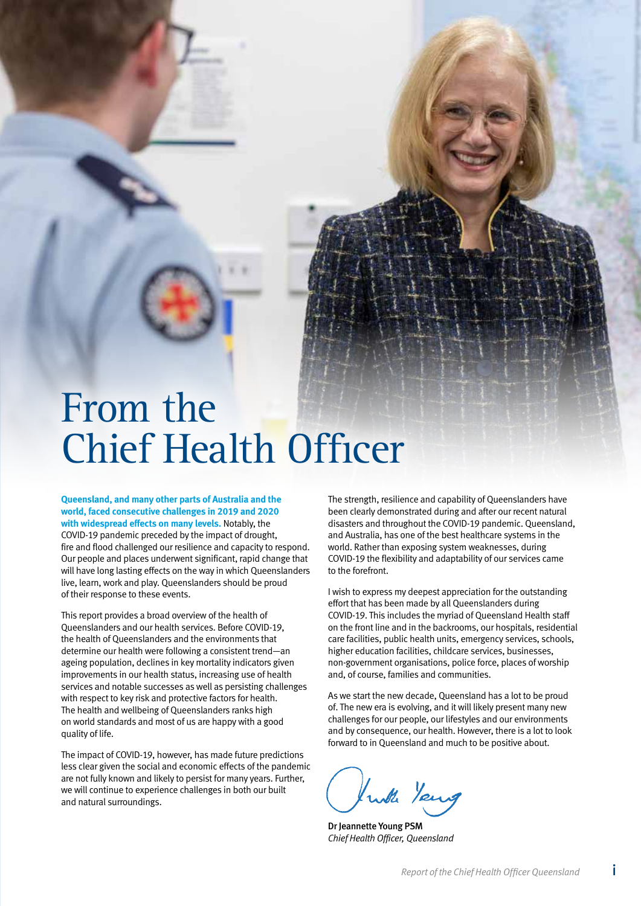# From the Chief Health Officer

**Queensland, and many other parts of Australia and the world, faced consecutive challenges in 2019 and 2020 with widespread effects on many levels.** Notably, the COVID-19 pandemic preceded by the impact of drought, fire and flood challenged our resilience and capacity to respond. Our people and places underwent significant, rapid change that will have long lasting effects on the way in which Queenslanders live, learn, work and play. Queenslanders should be proud of their response to these events.

This report provides a broad overview of the health of Queenslanders and our health services. Before COVID-19, the health of Queenslanders and the environments that determine our health were following a consistent trend—an ageing population, declines in key mortality indicators given improvements in our health status, increasing use of health services and notable successes as well as persisting challenges with respect to key risk and protective factors for health. The health and wellbeing of Queenslanders ranks high on world standards and most of us are happy with a good quality of life.

The impact of COVID-19, however, has made future predictions less clear given the social and economic effects of the pandemic are not fully known and likely to persist for many years. Further, we will continue to experience challenges in both our built and natural surroundings.

The strength, resilience and capability of Queenslanders have been clearly demonstrated during and after our recent natural disasters and throughout the COVID-19 pandemic. Queensland, and Australia, has one of the best healthcare systems in the world. Rather than exposing system weaknesses, during COVID-19 the flexibility and adaptability of our services came to the forefront.

I wish to express my deepest appreciation for the outstanding effort that has been made by all Queenslanders during COVID-19. This includes the myriad of Queensland Health staff on the front line and in the backrooms, our hospitals, residential care facilities, public health units, emergency services, schools, higher education facilities, childcare services, businesses, non-government organisations, police force, places of worship and, of course, families and communities.

As we start the new decade, Queensland has a lot to be proud of. The new era is evolving, and it will likely present many new challenges for our people, our lifestyles and our environments and by consequence, our health. However, there is a lot to look forward to in Queensland and much to be positive about.

**Dr Jeannette Young PSM**
*Chief Health Officer, Queensland*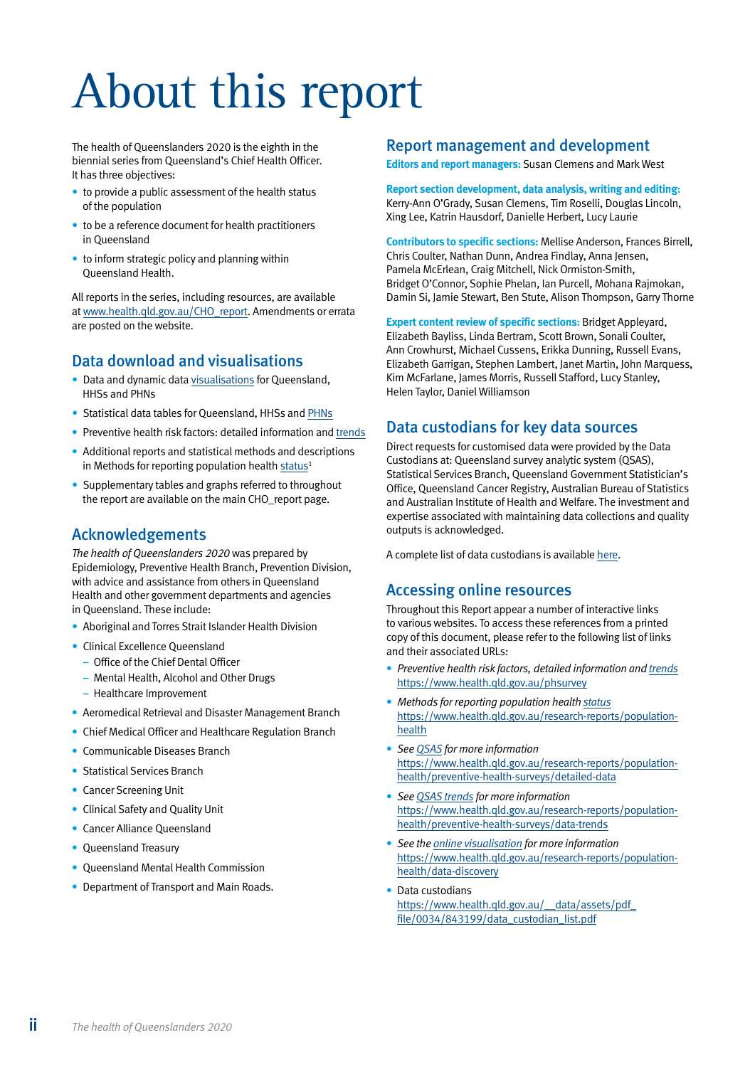# About this report

The health of Queenslanders 2020 is the eighth in the biennial series from Queensland's Chief Health Officer. It has three objectives:

- to provide a public assessment of the health status of the population
- to be a reference document for health practitioners in Queensland
- to inform strategic policy and planning within Queensland Health.

All reports in the series, including resources, are available at www.health.qld.gov.au/CHO_report. Amendments or errata are posted on the website.

## Data download and visualisations

- Data and dynamic data visualisations for Queensland, HHSs and PHNs
- Statistical data tables for Queensland, HHSs and PHNs
- Preventive health risk factors: detailed information and trends
- Additional reports and statistical methods and descriptions in Methods for reporting population health status[1]
- Supplementary tables and graphs referred to throughout the report are available on the main CHO_report page.

## Acknowledgements

*The health of Queenslanders 2020* was prepared by Epidemiology, Preventive Health Branch, Prevention Division, with advice and assistance from others in Queensland Health and other government departments and agencies in Queensland. These include:

- Aboriginal and Torres Strait Islander Health Division
- Clinical Excellence Queensland
  - Office of the Chief Dental Officer
  - Mental Health, Alcohol and Other Drugs
  - Healthcare Improvement
- Aeromedical Retrieval and Disaster Management Branch
- Chief Medical Officer and Healthcare Regulation Branch
- Communicable Diseases Branch
- Statistical Services Branch
- Cancer Screening Unit
- Clinical Safety and Quality Unit
- Cancer Alliance Queensland
- Queensland Treasury
- Queensland Mental Health Commission
- Department of Transport and Main Roads.

## Report management and development

**Editors and report managers:** Susan Clemens and Mark West

**Report section development, data analysis, writing and editing:** Kerry-Ann O'Grady, Susan Clemens, Tim Roselli, Douglas Lincoln, Xing Lee, Katrin Hausdorf, Danielle Herbert, Lucy Laurie

**Contributors to specific sections:** Mellise Anderson, Frances Birrell, Chris Coulter, Nathan Dunn, Andrea Findlay, Anna Jensen, Pamela McErlean, Craig Mitchell, Nick Ormiston-Smith, Bridget O'Connor, Sophie Phelan, Ian Purcell, Mohana Rajmokan, Damin Si, Jamie Stewart, Ben Stute, Alison Thompson, Garry Thorne

**Expert content review of specific sections:** Bridget Appleyard, Elizabeth Bayliss, Linda Bertram, Scott Brown, Sonali Coulter, Ann Crowhurst, Michael Cussens, Erikka Dunning, Russell Evans, Elizabeth Garrigan, Stephen Lambert, Janet Martin, John Marquess, Kim McFarlane, James Morris, Russell Stafford, Lucy Stanley, Helen Taylor, Daniel Williamson

## Data custodians for key data sources

Direct requests for customised data were provided by the Data Custodians at: Queensland survey analytic system (QSAS), Statistical Services Branch, Queensland Government Statistician's Office, Queensland Cancer Registry, Australian Bureau of Statistics and Australian Institute of Health and Welfare. The investment and expertise associated with maintaining data collections and quality outputs is acknowledged.

A complete list of data custodians is available here.

## Accessing online resources

Throughout this Report appear a number of interactive links to various websites. To access these references from a printed copy of this document, please refer to the following list of links and their associated URLs:

- *Preventive health risk factors, detailed information and trends*
  https://www.health.qld.gov.au/phsurvey
- *Methods for reporting population health status*
  https://www.health.qld.gov.au/research-reports/population-health
- *See QSAS for more information*
  https://www.health.qld.gov.au/research-reports/population-health/preventive-health-surveys/detailed-data
- *See QSAS trends for more information*
  https://www.health.qld.gov.au/research-reports/population-health/preventive-health-surveys/data-trends
- *See the online visualisation for more information*
  https://www.health.qld.gov.au/research-reports/population-health/data-discovery
- Data custodians
  https://www.health.qld.gov.au/__data/assets/pdf_file/0034/843199/data_custodian_list.pdf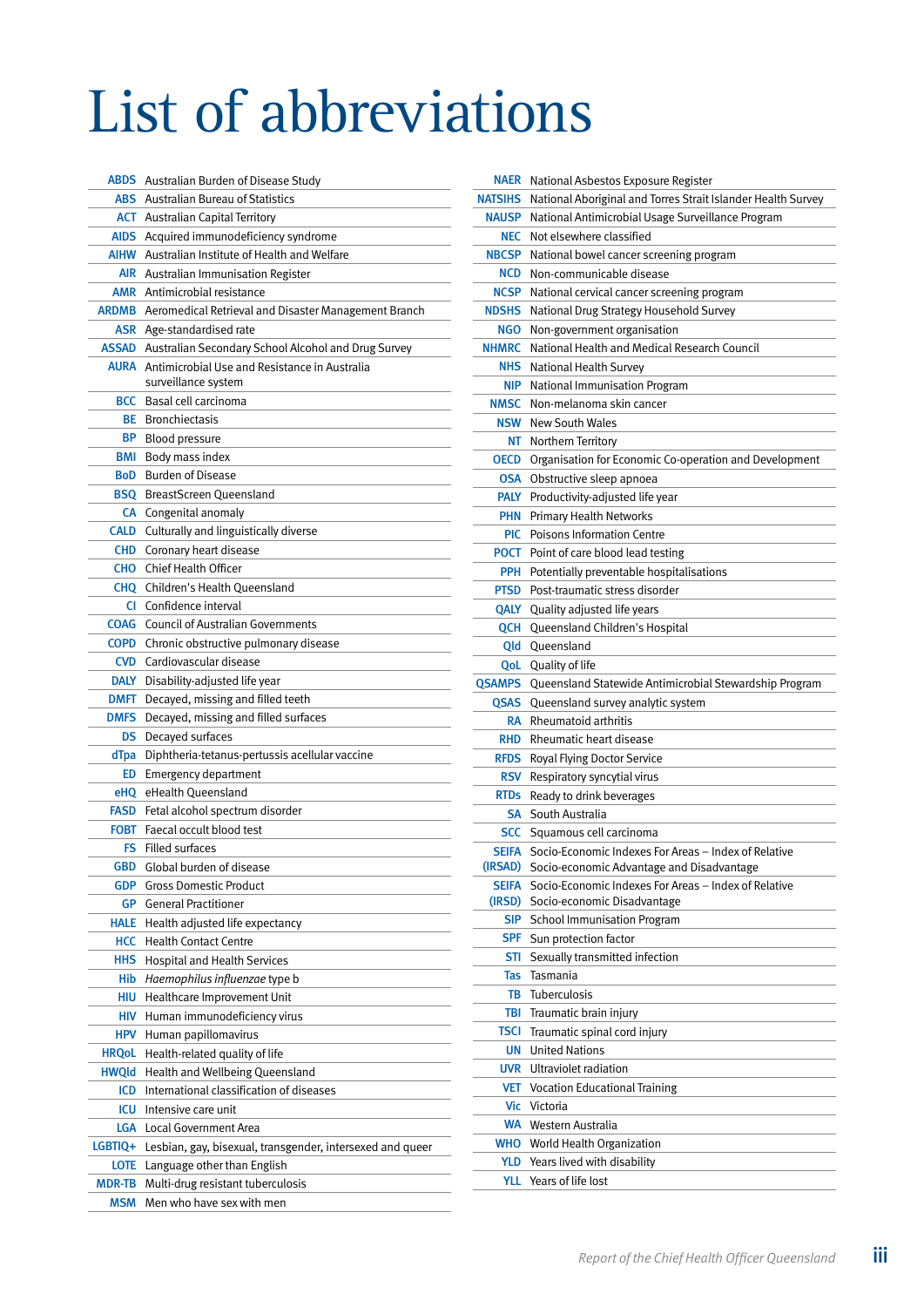# List of abbreviations

| Abbreviation | Meaning |
|---|---|
| ABDS | Australian Burden of Disease Study |
| ABS | Australian Bureau of Statistics |
| ACT | Australian Capital Territory |
| AIDS | Acquired immunodeficiency syndrome |
| AIHW | Australian Institute of Health and Welfare |
| AIR | Australian Immunisation Register |
| AMR | Antimicrobial resistance |
| ARDMB | Aeromedical Retrieval and Disaster Management Branch |
| ASR | Age-standardised rate |
| ASSAD | Australian Secondary School Alcohol and Drug Survey |
| AURA | Antimicrobial Use and Resistance in Australia surveillance system |
| BCC | Basal cell carcinoma |
| BE | Bronchiectasis |
| BP | Blood pressure |
| BMI | Body mass index |
| BoD | Burden of Disease |
| BSQ | BreastScreen Queensland |
| CA | Congenital anomaly |
| CALD | Culturally and linguistically diverse |
| CHD | Coronary heart disease |
| CHO | Chief Health Officer |
| CHQ | Children's Health Queensland |
| CI | Confidence interval |
| COAG | Council of Australian Governments |
| COPD | Chronic obstructive pulmonary disease |
| CVD | Cardiovascular disease |
| DALY | Disability-adjusted life year |
| DMFT | Decayed, missing and filled teeth |
| DMFS | Decayed, missing and filled surfaces |
| DS | Decayed surfaces |
| dTpa | Diphtheria-tetanus-pertussis acellular vaccine |
| ED | Emergency department |
| eHQ | eHealth Queensland |
| FASD | Fetal alcohol spectrum disorder |
| FOBT | Faecal occult blood test |
| FS | Filled surfaces |
| GBD | Global burden of disease |
| GDP | Gross Domestic Product |
| GP | General Practitioner |
| HALE | Health adjusted life expectancy |
| HCC | Health Contact Centre |
| HHS | Hospital and Health Services |
| Hib | *Haemophilus influenzae* type b |
| HIU | Healthcare Improvement Unit |
| HIV | Human immunodeficiency virus |
| HPV | Human papillomavirus |
| HRQoL | Health-related quality of life |
| HWQld | Health and Wellbeing Queensland |
| ICD | International classification of diseases |
| ICU | Intensive care unit |
| LGA | Local Government Area |
| LGBTIQ+ | Lesbian, gay, bisexual, transgender, intersexed and queer |
| LOTE | Language other than English |
| MDR-TB | Multi-drug resistant tuberculosis |
| MSM | Men who have sex with men |
| NAER | National Asbestos Exposure Register |
| NATSIHS | National Aboriginal and Torres Strait Islander Health Survey |
| NAUSP | National Antimicrobial Usage Surveillance Program |
| NEC | Not elsewhere classified |
| NBCSP | National bowel cancer screening program |
| NCD | Non-communicable disease |
| NCSP | National cervical cancer screening program |
| NDSHS | National Drug Strategy Household Survey |
| NGO | Non-government organisation |
| NHMRC | National Health and Medical Research Council |
| NHS | National Health Survey |
| NIP | National Immunisation Program |
| NMSC | Non-melanoma skin cancer |
| NSW | New South Wales |
| NT | Northern Territory |
| OECD | Organisation for Economic Co-operation and Development |
| OSA | Obstructive sleep apnoea |
| PALY | Productivity-adjusted life year |
| PHN | Primary Health Networks |
| PIC | Poisons Information Centre |
| POCT | Point of care blood lead testing |
| PPH | Potentially preventable hospitalisations |
| PTSD | Post-traumatic stress disorder |
| QALY | Quality adjusted life years |
| QCH | Queensland Children's Hospital |
| Qld | Queensland |
| QoL | Quality of life |
| QSAMPS | Queensland Statewide Antimicrobial Stewardship Program |
| QSAS | Queensland survey analytic system |
| RA | Rheumatoid arthritis |
| RHD | Rheumatic heart disease |
| RFDS | Royal Flying Doctor Service |
| RSV | Respiratory syncytial virus |
| RTDs | Ready to drink beverages |
| SA | South Australia |
| SCC | Squamous cell carcinoma |
| SEIFA (IRSAD) | Socio-Economic Indexes For Areas – Index of Relative Socio-economic Advantage and Disadvantage |
| SEIFA (IRSD) | Socio-Economic Indexes For Areas – Index of Relative Socio-economic Disadvantage |
| SIP | School Immunisation Program |
| SPF | Sun protection factor |
| STI | Sexually transmitted infection |
| Tas | Tasmania |
| TB | Tuberculosis |
| TBI | Traumatic brain injury |
| TSCI | Traumatic spinal cord injury |
| UN | United Nations |
| UVR | Ultraviolet radiation |
| VET | Vocation Educational Training |
| Vic | Victoria |
| WA | Western Australia |
| WHO | World Health Organization |
| YLD | Years lived with disability |
| YLL | Years of life lost |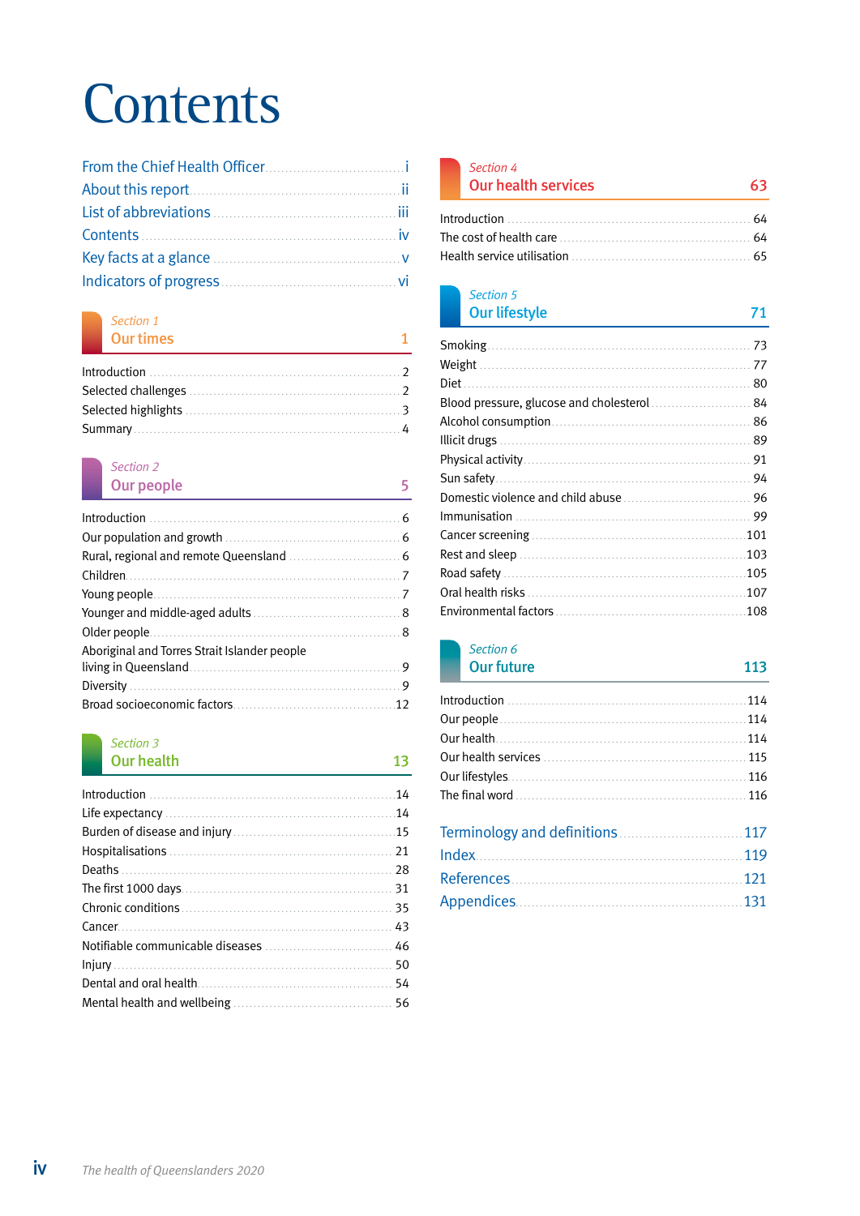# Contents

- From the Chief Health Officer ... i
- About this report ... ii
- List of abbreviations ... iii
- Contents ... iv
- Key facts at a glance ... v
- Indicators of progress ... vi

## *Section 1* Our times ... 1

- Introduction ... 2
- Selected challenges ... 2
- Selected highlights ... 3
- Summary ... 4

## *Section 2* Our people ... 5

- Introduction ... 6
- Our population and growth ... 6
- Rural, regional and remote Queensland ... 6
- Children ... 7
- Young people ... 7
- Younger and middle-aged adults ... 8
- Older people ... 8
- Aboriginal and Torres Strait Islander people living in Queensland ... 9
- Diversity ... 9
- Broad socioeconomic factors ... 12

## *Section 3* Our health ... 13

- Introduction ... 14
- Life expectancy ... 14
- Burden of disease and injury ... 15
- Hospitalisations ... 21
- Deaths ... 28
- The first 1000 days ... 31
- Chronic conditions ... 35
- Cancer ... 43
- Notifiable communicable diseases ... 46
- Injury ... 50
- Dental and oral health ... 54
- Mental health and wellbeing ... 56

## *Section 4* Our health services ... 63

- Introduction ... 64
- The cost of health care ... 64
- Health service utilisation ... 65

## *Section 5* Our lifestyle ... 71

- Smoking ... 73
- Weight ... 77
- Diet ... 80
- Blood pressure, glucose and cholesterol ... 84
- Alcohol consumption ... 86
- Illicit drugs ... 89
- Physical activity ... 91
- Sun safety ... 94
- Domestic violence and child abuse ... 96
- Immunisation ... 99
- Cancer screening ... 101
- Rest and sleep ... 103
- Road safety ... 105
- Oral health risks ... 107
- Environmental factors ... 108

## *Section 6* Our future ... 113

- Introduction ... 114
- Our people ... 114
- Our health ... 114
- Our health services ... 115
- Our lifestyles ... 116
- The final word ... 116

- Terminology and definitions ... 117
- Index ... 119
- References ... 121
- Appendices ... 131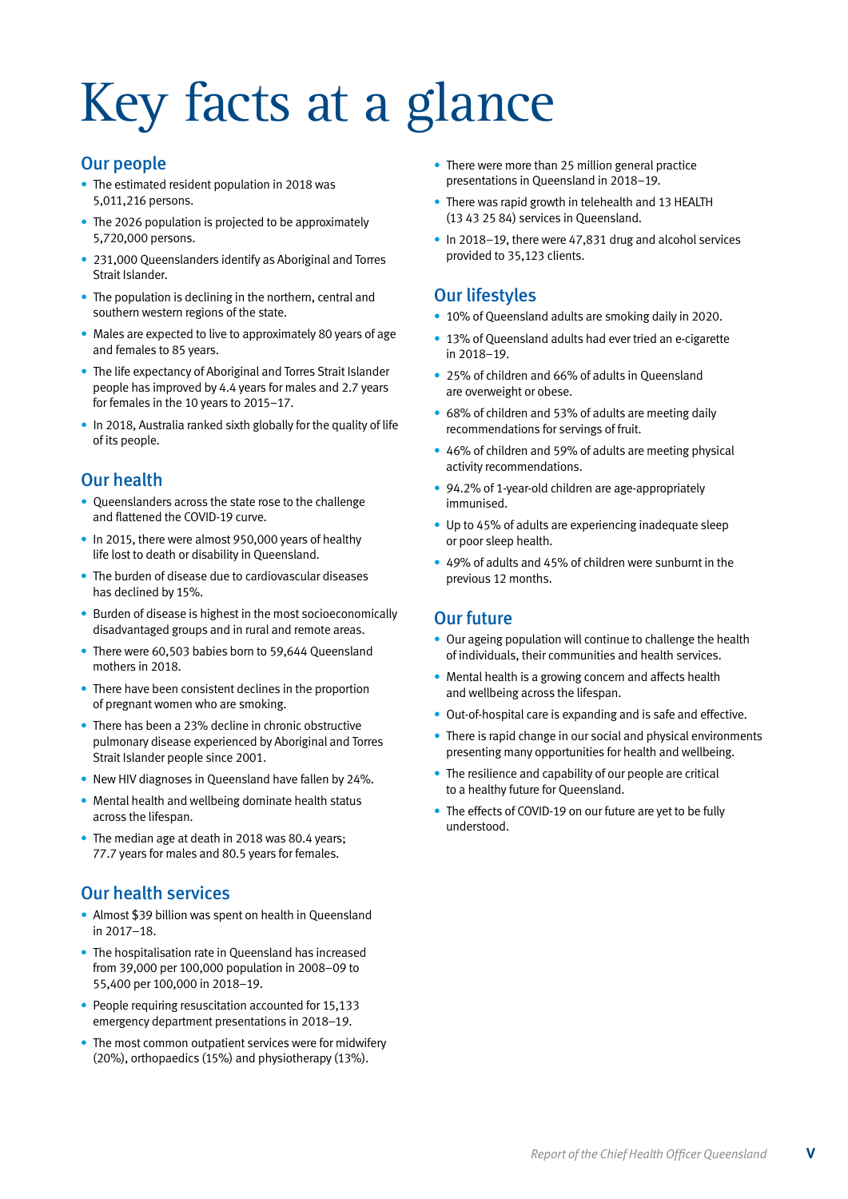# Key facts at a glance

## Our people

- The estimated resident population in 2018 was 5,011,216 persons.
- The 2026 population is projected to be approximately 5,720,000 persons.
- 231,000 Queenslanders identify as Aboriginal and Torres Strait Islander.
- The population is declining in the northern, central and southern western regions of the state.
- Males are expected to live to approximately 80 years of age and females to 85 years.
- The life expectancy of Aboriginal and Torres Strait Islander people has improved by 4.4 years for males and 2.7 years for females in the 10 years to 2015–17.
- In 2018, Australia ranked sixth globally for the quality of life of its people.

## Our health

- Queenslanders across the state rose to the challenge and flattened the COVID-19 curve.
- In 2015, there were almost 950,000 years of healthy life lost to death or disability in Queensland.
- The burden of disease due to cardiovascular diseases has declined by 15%.
- Burden of disease is highest in the most socioeconomically disadvantaged groups and in rural and remote areas.
- There were 60,503 babies born to 59,644 Queensland mothers in 2018.
- There have been consistent declines in the proportion of pregnant women who are smoking.
- There has been a 23% decline in chronic obstructive pulmonary disease experienced by Aboriginal and Torres Strait Islander people since 2001.
- New HIV diagnoses in Queensland have fallen by 24%.
- Mental health and wellbeing dominate health status across the lifespan.
- The median age at death in 2018 was 80.4 years; 77.7 years for males and 80.5 years for females.

## Our health services

- Almost $39 billion was spent on health in Queensland in 2017–18.
- The hospitalisation rate in Queensland has increased from 39,000 per 100,000 population in 2008–09 to 55,400 per 100,000 in 2018–19.
- People requiring resuscitation accounted for 15,133 emergency department presentations in 2018–19.
- The most common outpatient services were for midwifery (20%), orthopaedics (15%) and physiotherapy (13%).
- There were more than 25 million general practice presentations in Queensland in 2018–19.
- There was rapid growth in telehealth and 13 HEALTH (13 43 25 84) services in Queensland.
- In 2018–19, there were 47,831 drug and alcohol services provided to 35,123 clients.

## Our lifestyles

- 10% of Queensland adults are smoking daily in 2020.
- 13% of Queensland adults had ever tried an e-cigarette in 2018–19.
- 25% of children and 66% of adults in Queensland are overweight or obese.
- 68% of children and 53% of adults are meeting daily recommendations for servings of fruit.
- 46% of children and 59% of adults are meeting physical activity recommendations.
- 94.2% of 1-year-old children are age-appropriately immunised.
- Up to 45% of adults are experiencing inadequate sleep or poor sleep health.
- 49% of adults and 45% of children were sunburnt in the previous 12 months.

## Our future

- Our ageing population will continue to challenge the health of individuals, their communities and health services.
- Mental health is a growing concern and affects health and wellbeing across the lifespan.
- Out-of-hospital care is expanding and is safe and effective.
- There is rapid change in our social and physical environments presenting many opportunities for health and wellbeing.
- The resilience and capability of our people are critical to a healthy future for Queensland.
- The effects of COVID-19 on our future are yet to be fully understood.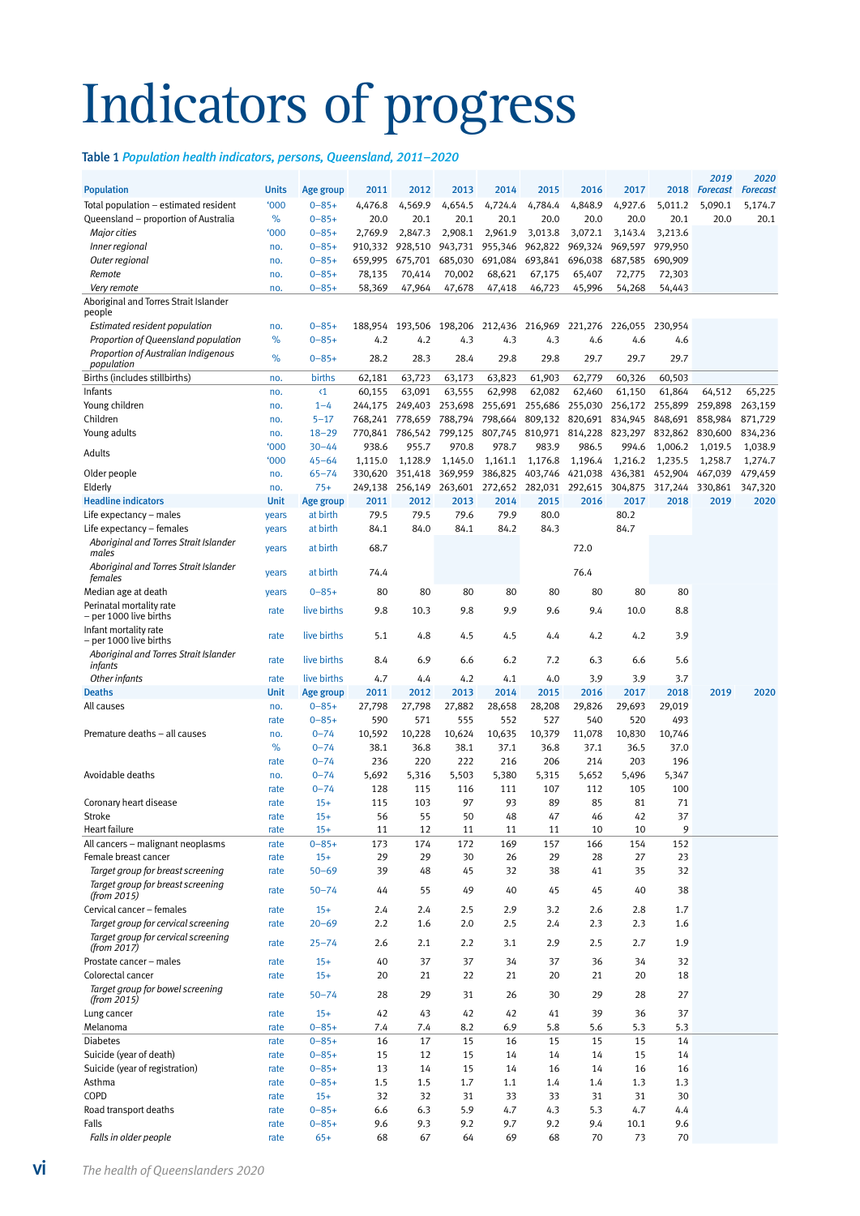# Indicators of progress

**Table 1** *Population health indicators, persons, Queensland, 2011–2020*

| Population | Units | Age group | 2011 | 2012 | 2013 | 2014 | 2015 | 2016 | 2017 | 2018 | 2019 Forecast | 2020 Forecast |
|---|---|---|---|---|---|---|---|---|---|---|---|---|
| Total population – estimated resident | '000 | 0–85+ | 4,476.8 | 4,569.9 | 4,654.5 | 4,724.4 | 4,784.4 | 4,848.9 | 4,927.6 | 5,011.2 | 5,090.1 | 5,174.7 |
| Queensland – proportion of Australia | % | 0–85+ | 20.0 | 20.1 | 20.1 | 20.1 | 20.0 | 20.0 | 20.0 | 20.1 | 20.0 | 20.1 |
| *Major cities* | '000 | 0–85+ | 2,769.9 | 2,847.3 | 2,908.1 | 2,961.9 | 3,013.8 | 3,072.1 | 3,143.4 | 3,213.6 | | |
| *Inner regional* | no. | 0–85+ | 910,332 | 928,510 | 943,731 | 955,346 | 962,822 | 969,324 | 969,597 | 979,950 | | |
| *Outer regional* | no. | 0–85+ | 659,995 | 675,701 | 685,030 | 691,084 | 693,841 | 696,038 | 687,585 | 690,909 | | |
| *Remote* | no. | 0–85+ | 78,135 | 70,414 | 70,002 | 68,621 | 67,175 | 65,407 | 72,775 | 72,303 | | |
| *Very remote* | no. | 0–85+ | 58,369 | 47,964 | 47,678 | 47,418 | 46,723 | 45,996 | 54,268 | 54,443 | | |
| Aboriginal and Torres Strait Islander people | | | | | | | | | | | | |
| *Estimated resident population* | no. | 0–85+ | 188,954 | 193,506 | 198,206 | 212,436 | 216,969 | 221,276 | 226,055 | 230,954 | | |
| *Proportion of Queensland population* | % | 0–85+ | 4.2 | 4.2 | 4.3 | 4.3 | 4.3 | 4.6 | 4.6 | 4.6 | | |
| *Proportion of Australian Indigenous population* | % | 0–85+ | 28.2 | 28.3 | 28.4 | 29.8 | 29.8 | 29.7 | 29.7 | 29.7 | | |
| Births (includes stillbirths) | no. | births | 62,181 | 63,723 | 63,173 | 63,823 | 61,903 | 62,779 | 60,326 | 60,503 | | |
| Infants | no. | <1 | 60,155 | 63,091 | 63,555 | 62,998 | 62,082 | 62,460 | 61,150 | 61,864 | 64,512 | 65,225 |
| Young children | no. | 1–4 | 244,175 | 249,403 | 253,698 | 255,691 | 255,686 | 255,030 | 256,172 | 255,899 | 259,898 | 263,159 |
| Children | no. | 5–17 | 768,241 | 778,659 | 788,794 | 798,664 | 809,132 | 820,691 | 834,945 | 848,691 | 858,984 | 871,729 |
| Young adults | no. | 18–29 | 770,841 | 786,542 | 799,125 | 807,745 | 810,971 | 814,228 | 823,297 | 832,862 | 830,600 | 834,236 |
| Adults | '000 | 30–44 | 938.6 | 955.7 | 970.8 | 978.7 | 983.9 | 986.5 | 994.6 | 1,006.2 | 1,019.5 | 1,038.9 |
| | '000 | 45–64 | 1,115.0 | 1,128.9 | 1,145.0 | 1,161.1 | 1,176.8 | 1,196.4 | 1,216.2 | 1,235.5 | 1,258.7 | 1,274.7 |
| Older people | no. | 65–74 | 330,620 | 351,418 | 369,959 | 386,825 | 403,746 | 421,038 | 436,381 | 452,904 | 467,039 | 479,459 |
| Elderly | no. | 75+ | 249,138 | 256,149 | 263,601 | 272,652 | 282,031 | 292,615 | 304,875 | 317,244 | 330,861 | 347,320 |
| **Headline indicators** | **Unit** | **Age group** | **2011** | **2012** | **2013** | **2014** | **2015** | **2016** | **2017** | **2018** | **2019** | **2020** |
| Life expectancy – males | years | at birth | 79.5 | 79.5 | 79.6 | 79.9 | 80.0 | | 80.2 | | | |
| Life expectancy – females | years | at birth | 84.1 | 84.0 | 84.1 | 84.2 | 84.3 | | 84.7 | | | |
| *Aboriginal and Torres Strait Islander males* | years | at birth | 68.7 | | | | | 72.0 | | | | |
| *Aboriginal and Torres Strait Islander females* | years | at birth | 74.4 | | | | | 76.4 | | | | |
| Median age at death | years | 0–85+ | 80 | 80 | 80 | 80 | 80 | 80 | 80 | 80 | | |
| Perinatal mortality rate – per 1000 live births | rate | live births | 9.8 | 10.3 | 9.8 | 9.9 | 9.6 | 9.4 | 10.0 | 8.8 | | |
| Infant mortality rate – per 1000 live births | rate | live births | 5.1 | 4.8 | 4.5 | 4.5 | 4.4 | 4.2 | 4.2 | 3.9 | | |
| *Aboriginal and Torres Strait Islander infants* | rate | live births | 8.4 | 6.9 | 6.6 | 6.2 | 7.2 | 6.3 | 6.6 | 5.6 | | |
| *Other infants* | rate | live births | 4.7 | 4.4 | 4.2 | 4.1 | 4.0 | 3.9 | 3.9 | 3.7 | | |
| **Deaths** | **Unit** | **Age group** | **2011** | **2012** | **2013** | **2014** | **2015** | **2016** | **2017** | **2018** | **2019** | **2020** |
| All causes | no. | 0–85+ | 27,798 | 27,798 | 27,882 | 28,658 | 28,208 | 29,826 | 29,693 | 29,019 | | |
| | rate | 0–85+ | 590 | 571 | 555 | 552 | 527 | 540 | 520 | 493 | | |
| Premature deaths – all causes | no. | 0–74 | 10,592 | 10,228 | 10,624 | 10,635 | 10,379 | 11,078 | 10,830 | 10,746 | | |
| | % | 0–74 | 38.1 | 36.8 | 38.1 | 37.1 | 36.8 | 37.1 | 36.5 | 37.0 | | |
| | rate | 0–74 | 236 | 220 | 222 | 216 | 206 | 214 | 203 | 196 | | |
| Avoidable deaths | no. | 0–74 | 5,692 | 5,316 | 5,503 | 5,380 | 5,315 | 5,652 | 5,496 | 5,347 | | |
| | rate | 0–74 | 128 | 115 | 116 | 111 | 107 | 112 | 105 | 100 | | |
| Coronary heart disease | rate | 15+ | 115 | 103 | 97 | 93 | 89 | 85 | 81 | 71 | | |
| Stroke | rate | 15+ | 56 | 55 | 50 | 48 | 47 | 46 | 42 | 37 | | |
| Heart failure | rate | 15+ | 11 | 12 | 11 | 11 | 11 | 10 | 10 | 9 | | |
| All cancers – malignant neoplasms | rate | 0–85+ | 173 | 174 | 172 | 169 | 157 | 166 | 154 | 152 | | |
| Female breast cancer | rate | 15+ | 29 | 29 | 30 | 26 | 29 | 28 | 27 | 23 | | |
| *Target group for breast screening* | rate | 50–69 | 39 | 48 | 45 | 32 | 38 | 41 | 35 | 32 | | |
| *Target group for breast screening (from 2015)* | rate | 50–74 | 44 | 55 | 49 | 40 | 45 | 45 | 40 | 38 | | |
| Cervical cancer – females | rate | 15+ | 2.4 | 2.4 | 2.5 | 2.9 | 3.2 | 2.6 | 2.8 | 1.7 | | |
| *Target group for cervical screening* | rate | 20–69 | 2.2 | 1.6 | 2.0 | 2.5 | 2.4 | 2.3 | 2.3 | 1.6 | | |
| *Target group for cervical screening (from 2017)* | rate | 25–74 | 2.6 | 2.1 | 2.2 | 3.1 | 2.9 | 2.5 | 2.7 | 1.9 | | |
| Prostate cancer – males | rate | 15+ | 40 | 37 | 37 | 34 | 37 | 36 | 34 | 32 | | |
| Colorectal cancer | rate | 15+ | 20 | 21 | 22 | 21 | 20 | 21 | 20 | 18 | | |
| *Target group for bowel screening (from 2015)* | rate | 50–74 | 28 | 29 | 31 | 26 | 30 | 29 | 28 | 27 | | |
| Lung cancer | rate | 15+ | 42 | 43 | 42 | 42 | 41 | 39 | 36 | 37 | | |
| Melanoma | rate | 0–85+ | 7.4 | 7.4 | 8.2 | 6.9 | 5.8 | 5.6 | 5.3 | 5.3 | | |
| Diabetes | rate | 0–85+ | 16 | 17 | 15 | 16 | 15 | 15 | 15 | 14 | | |
| Suicide (year of death) | rate | 0–85+ | 15 | 12 | 15 | 14 | 14 | 14 | 15 | 14 | | |
| Suicide (year of registration) | rate | 0–85+ | 13 | 14 | 15 | 14 | 16 | 14 | 16 | 16 | | |
| Asthma | rate | 0–85+ | 1.5 | 1.5 | 1.7 | 1.1 | 1.4 | 1.4 | 1.3 | 1.3 | | |
| COPD | rate | 15+ | 32 | 32 | 31 | 33 | 33 | 31 | 31 | 30 | | |
| Road transport deaths | rate | 0–85+ | 6.6 | 6.3 | 5.9 | 4.7 | 4.3 | 5.3 | 4.7 | 4.4 | | |
| Falls | rate | 0–85+ | 9.6 | 9.3 | 9.2 | 9.7 | 9.2 | 9.4 | 10.1 | 9.6 | | |
| *Falls in older people* | rate | 65+ | 68 | 67 | 64 | 69 | 68 | 70 | 73 | 70 | | |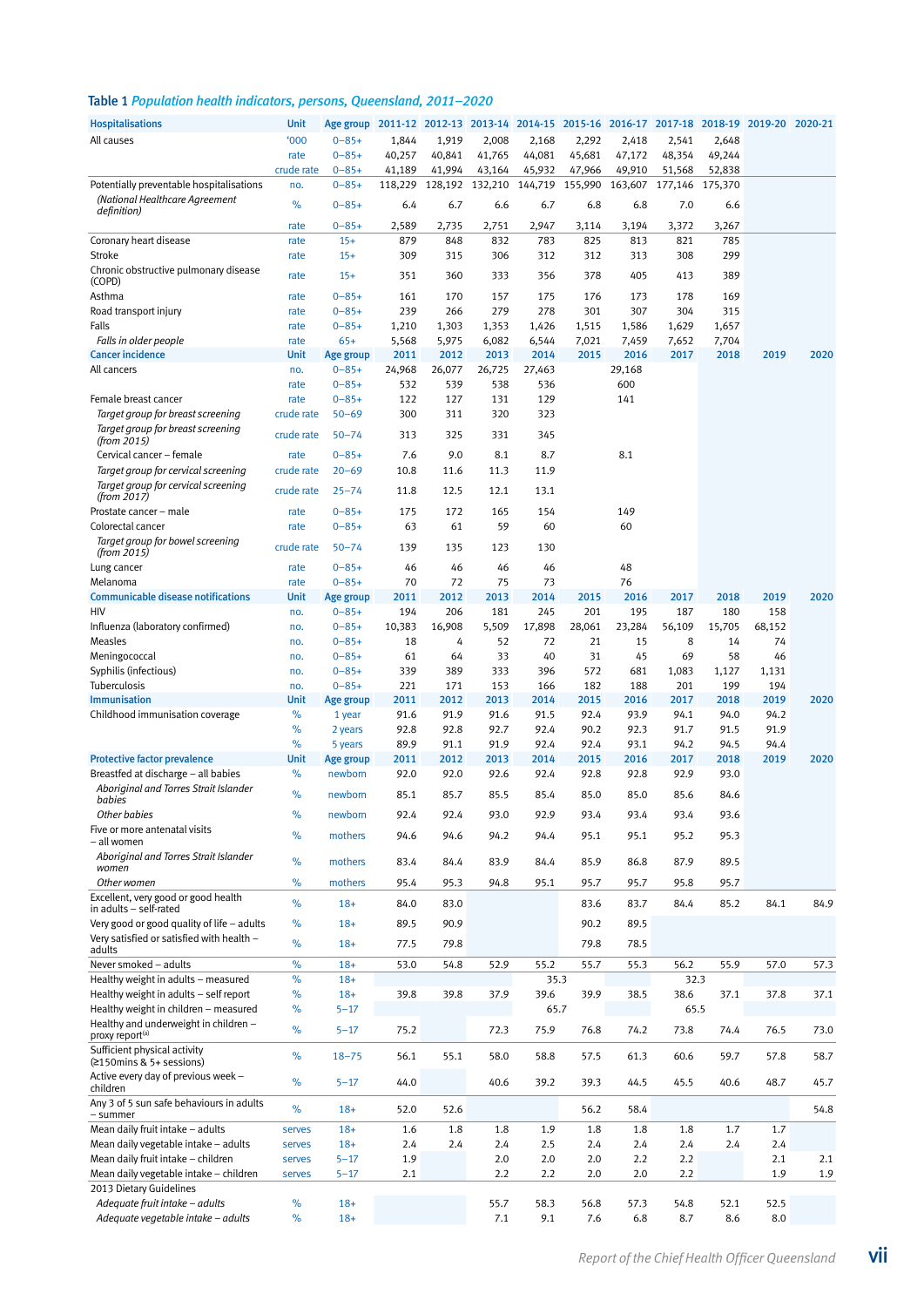## Table 1 *Population health indicators, persons, Queensland, 2011–2020*

| Hospitalisations | Unit | Age group | 2011-12 | 2012-13 | 2013-14 | 2014-15 | 2015-16 | 2016-17 | 2017-18 | 2018-19 | 2019-20 | 2020-21 |
|---|---|---|---|---|---|---|---|---|---|---|---|---|
| All causes | '000 | 0–85+ | 1,844 | 1,919 | 2,008 | 2,168 | 2,292 | 2,418 | 2,541 | 2,648 | | |
| | rate | 0–85+ | 40,257 | 40,841 | 41,765 | 44,081 | 45,681 | 47,172 | 48,354 | 49,244 | | |
| | crude rate | 0–85+ | 41,189 | 41,994 | 43,164 | 45,932 | 47,966 | 49,910 | 51,568 | 52,838 | | |
| Potentially preventable hospitalisations | no. | 0–85+ | 118,229 | 128,192 | 132,210 | 144,719 | 155,990 | 163,607 | 177,146 | 175,370 | | |
| *(National Healthcare Agreement definition)* | % | 0–85+ | 6.4 | 6.7 | 6.6 | 6.7 | 6.8 | 6.8 | 7.0 | 6.6 | | |
| | rate | 0–85+ | 2,589 | 2,735 | 2,751 | 2,947 | 3,114 | 3,194 | 3,372 | 3,267 | | |
| Coronary heart disease | rate | 15+ | 879 | 848 | 832 | 783 | 825 | 813 | 821 | 785 | | |
| Stroke | rate | 15+ | 309 | 315 | 306 | 312 | 312 | 313 | 308 | 299 | | |
| Chronic obstructive pulmonary disease (COPD) | rate | 15+ | 351 | 360 | 333 | 356 | 378 | 405 | 413 | 389 | | |
| Asthma | rate | 0–85+ | 161 | 170 | 157 | 175 | 176 | 173 | 178 | 169 | | |
| Road transport injury | rate | 0–85+ | 239 | 266 | 279 | 278 | 301 | 307 | 304 | 315 | | |
| Falls | rate | 0–85+ | 1,210 | 1,303 | 1,353 | 1,426 | 1,515 | 1,586 | 1,629 | 1,657 | | |
| *Falls in older people* | rate | 65+ | 5,568 | 5,975 | 6,082 | 6,544 | 7,021 | 7,459 | 7,652 | 7,704 | | |
| **Cancer incidence** | **Unit** | **Age group** | **2011** | **2012** | **2013** | **2014** | **2015** | **2016** | **2017** | **2018** | **2019** | **2020** |
| All cancers | no. | 0–85+ | 24,968 | 26,077 | 26,725 | 27,463 | | 29,168 | | | | |
| | rate | 0–85+ | 532 | 539 | 538 | 536 | | 600 | | | | |
| Female breast cancer | rate | 0–85+ | 122 | 127 | 131 | 129 | | 141 | | | | |
| *Target group for breast screening* | crude rate | 50–69 | 300 | 311 | 320 | 323 | | | | | | |
| *Target group for breast screening (from 2015)* | crude rate | 50–74 | 313 | 325 | 331 | 345 | | | | | | |
| Cervical cancer – female | rate | 0–85+ | 7.6 | 9.0 | 8.1 | 8.7 | | 8.1 | | | | |
| *Target group for cervical screening* | crude rate | 20–69 | 10.8 | 11.6 | 11.3 | 11.9 | | | | | | |
| *Target group for cervical screening (from 2017)* | crude rate | 25–74 | 11.8 | 12.5 | 12.1 | 13.1 | | | | | | |
| Prostate cancer – male | rate | 0–85+ | 175 | 172 | 165 | 154 | | 149 | | | | |
| Colorectal cancer | rate | 0–85+ | 63 | 61 | 59 | 60 | | 60 | | | | |
| *Target group for bowel screening (from 2015)* | crude rate | 50–74 | 139 | 135 | 123 | 130 | | | | | | |
| Lung cancer | rate | 0–85+ | 46 | 46 | 46 | 46 | | 48 | | | | |
| Melanoma | rate | 0–85+ | 70 | 72 | 75 | 73 | | 76 | | | | |
| **Communicable disease notifications** | **Unit** | **Age group** | **2011** | **2012** | **2013** | **2014** | **2015** | **2016** | **2017** | **2018** | **2019** | **2020** |
| HIV | no. | 0–85+ | 194 | 206 | 181 | 245 | 201 | 195 | 187 | 180 | 158 | |
| Influenza (laboratory confirmed) | no. | 0–85+ | 10,383 | 16,908 | 5,509 | 17,898 | 28,061 | 23,284 | 56,109 | 15,705 | 68,152 | |
| Measles | no. | 0–85+ | 18 | 4 | 52 | 72 | 21 | 15 | 8 | 14 | 74 | |
| Meningococcal | no. | 0–85+ | 61 | 64 | 33 | 40 | 31 | 45 | 69 | 58 | 46 | |
| Syphilis (infectious) | no. | 0–85+ | 339 | 389 | 333 | 396 | 572 | 681 | 1,083 | 1,127 | 1,131 | |
| Tuberculosis | no. | 0–85+ | 221 | 171 | 153 | 166 | 182 | 188 | 201 | 199 | 194 | |
| **Immunisation** | **Unit** | **Age group** | **2011** | **2012** | **2013** | **2014** | **2015** | **2016** | **2017** | **2018** | **2019** | **2020** |
| Childhood immunisation coverage | % | 1 year | 91.6 | 91.9 | 91.6 | 91.5 | 92.4 | 93.9 | 94.1 | 94.0 | 94.2 | |
| | % | 2 years | 92.8 | 92.8 | 92.7 | 92.4 | 90.2 | 92.3 | 91.7 | 91.5 | 91.9 | |
| | % | 5 years | 89.9 | 91.1 | 91.9 | 92.4 | 92.4 | 93.1 | 94.2 | 94.5 | 94.4 | |
| **Protective factor prevalence** | **Unit** | **Age group** | **2011** | **2012** | **2013** | **2014** | **2015** | **2016** | **2017** | **2018** | **2019** | **2020** |
| Breastfed at discharge – all babies | % | newborn | 92.0 | 92.0 | 92.6 | 92.4 | 92.8 | 92.8 | 92.9 | 93.0 | | |
| *Aboriginal and Torres Strait Islander babies* | % | newborn | 85.1 | 85.7 | 85.5 | 85.4 | 85.0 | 85.0 | 85.6 | 84.6 | | |
| *Other babies* | % | newborn | 92.4 | 92.4 | 93.0 | 92.9 | 93.4 | 93.4 | 93.4 | 93.6 | | |
| Five or more antenatal visits – all women | % | mothers | 94.6 | 94.6 | 94.2 | 94.4 | 95.1 | 95.1 | 95.2 | 95.3 | | |
| *Aboriginal and Torres Strait Islander women* | % | mothers | 83.4 | 84.4 | 83.9 | 84.4 | 85.9 | 86.8 | 87.9 | 89.5 | | |
| *Other women* | % | mothers | 95.4 | 95.3 | 94.8 | 95.1 | 95.7 | 95.7 | 95.8 | 95.7 | | |
| Excellent, very good or good health in adults – self-rated | % | 18+ | 84.0 | 83.0 | | | 83.6 | 83.7 | 84.4 | 85.2 | 84.1 | 84.9 |
| Very good or good quality of life – adults | % | 18+ | 89.5 | 90.9 | | | 90.2 | 89.5 | | | | |
| Very satisfied or satisfied with health – adults | % | 18+ | 77.5 | 79.8 | | | 79.8 | 78.5 | | | | |
| Never smoked – adults | % | 18+ | 53.0 | 54.8 | 52.9 | 55.2 | 55.7 | 55.3 | 56.2 | 55.9 | 57.0 | 57.3 |
| Healthy weight in adults – measured | % | 18+ | | | | 35.3 | | | 32.3 | | | |
| Healthy weight in adults – self report | % | 18+ | 39.8 | 39.8 | 37.9 | 39.6 | 39.9 | 38.5 | 38.6 | 37.1 | 37.8 | 37.1 |
| Healthy weight in children – measured | % | 5–17 | | | | 65.7 | | | 65.5 | | | |
| Healthy and underweight in children – proxy report[a] | % | 5–17 | 75.2 | | 72.3 | 75.9 | 76.8 | 74.2 | 73.8 | 74.4 | 76.5 | 73.0 |
| Sufficient physical activity (≥150mins & 5+ sessions) | % | 18–75 | 56.1 | 55.1 | 58.0 | 58.8 | 57.5 | 61.3 | 60.6 | 59.7 | 57.8 | 58.7 |
| Active every day of previous week – children | % | 5–17 | 44.0 | | 40.6 | 39.2 | 39.3 | 44.5 | 45.5 | 40.6 | 48.7 | 45.7 |
| Any 3 of 5 sun safe behaviours in adults – summer | % | 18+ | 52.0 | 52.6 | | | 56.2 | 58.4 | | | | 54.8 |
| Mean daily fruit intake – adults | serves | 18+ | 1.6 | 1.8 | 1.8 | 1.9 | 1.8 | 1.8 | 1.8 | 1.7 | 1.7 | |
| Mean daily vegetable intake – adults | serves | 18+ | 2.4 | 2.4 | 2.4 | 2.5 | 2.4 | 2.4 | 2.4 | 2.4 | 2.4 | |
| Mean daily fruit intake – children | serves | 5–17 | 1.9 | | 2.0 | 2.0 | 2.0 | 2.2 | 2.2 | | 2.1 | 2.1 |
| Mean daily vegetable intake – children | serves | 5–17 | 2.1 | | 2.2 | 2.2 | 2.0 | 2.0 | 2.2 | | 1.9 | 1.9 |
| 2013 Dietary Guidelines | | | | | | | | | | | | |
| *Adequate fruit intake – adults* | % | 18+ | | | 55.7 | 58.3 | 56.8 | 57.3 | 54.8 | 52.1 | 52.5 | |
| *Adequate vegetable intake – adults* | % | 18+ | | | 7.1 | 9.1 | 7.6 | 6.8 | 8.7 | 8.6 | 8.0 | |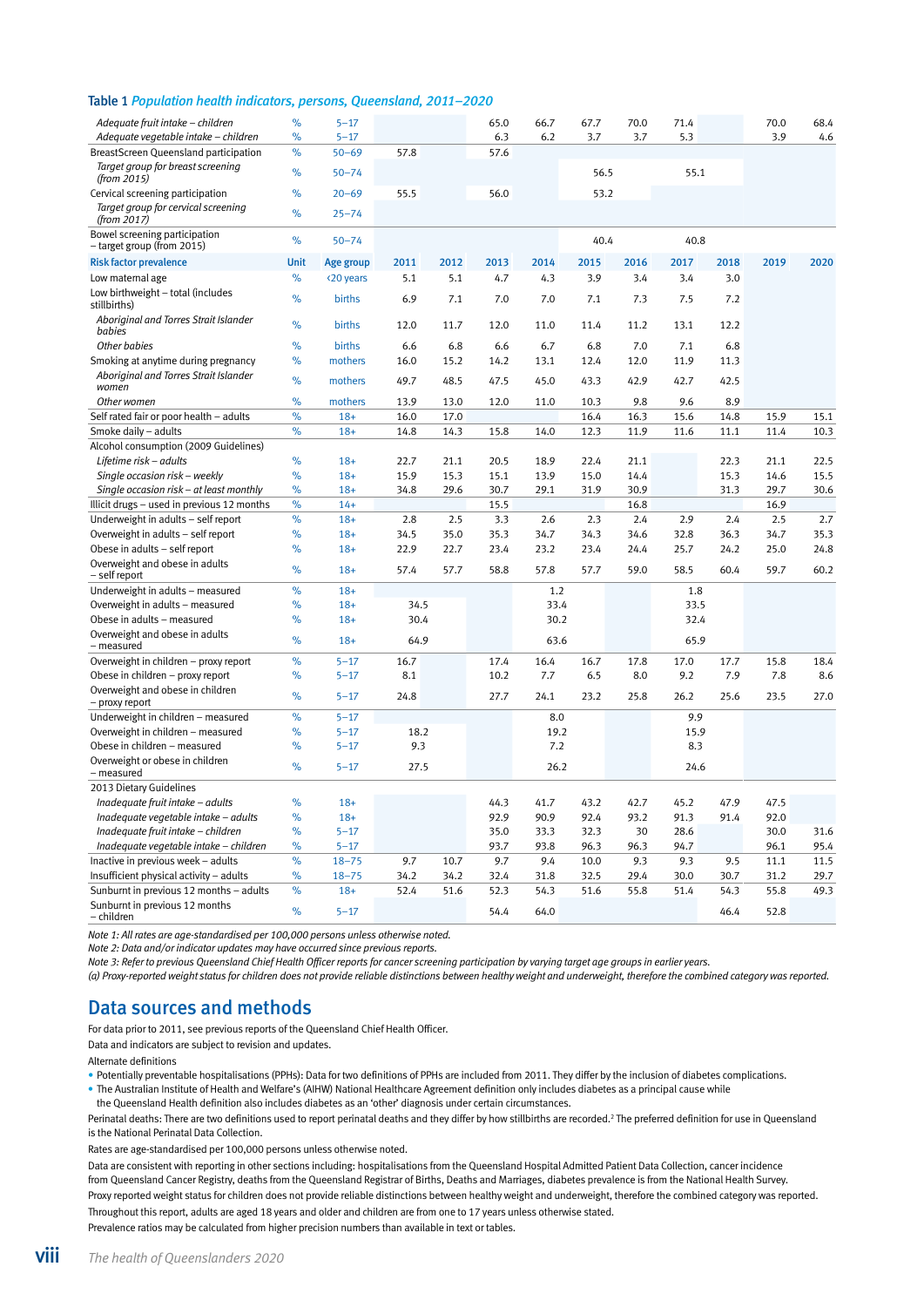Table 1 *Population health indicators, persons, Queensland, 2011–2020*

| | | | | | | | | | | | | |
|---|---|---|---|---|---|---|---|---|---|---|---|---|
| *Adequate fruit intake – children* | % | 5–17 | | | 65.0 | 66.7 | 67.7 | 70.0 | 71.4 | | 70.0 | 68.4 |
| *Adequate vegetable intake – children* | % | 5–17 | | | 6.3 | 6.2 | 3.7 | 3.7 | 5.3 | | 3.9 | 4.6 |
| BreastScreen Queensland participation | % | 50–69 | 57.8 | | 57.6 | | | | | | | |
| *Target group for breast screening (from 2015)* | % | 50–74 | | | | | 56.5 | | 55.1 | | | |
| Cervical screening participation | % | 20–69 | 55.5 | | 56.0 | | 53.2 | | | | | |
| *Target group for cervical screening (from 2017)* | % | 25–74 | | | | | | | | | | |
| Bowel screening participation – target group (from 2015) | % | 50–74 | | | | | 40.4 | | 40.8 | | | |
| **Risk factor prevalence** | **Unit** | **Age group** | **2011** | **2012** | **2013** | **2014** | **2015** | **2016** | **2017** | **2018** | **2019** | **2020** |
| Low maternal age | % | <20 years | 5.1 | 5.1 | 4.7 | 4.3 | 3.9 | 3.4 | 3.4 | 3.0 | | |
| Low birthweight – total (includes stillbirths) | % | births | 6.9 | 7.1 | 7.0 | 7.0 | 7.1 | 7.3 | 7.5 | 7.2 | | |
| *Aboriginal and Torres Strait Islander babies* | % | births | 12.0 | 11.7 | 12.0 | 11.0 | 11.4 | 11.2 | 13.1 | 12.2 | | |
| *Other babies* | % | births | 6.6 | 6.8 | 6.6 | 6.7 | 6.8 | 7.0 | 7.1 | 6.8 | | |
| Smoking at anytime during pregnancy | % | mothers | 16.0 | 15.2 | 14.2 | 13.1 | 12.4 | 12.0 | 11.9 | 11.3 | | |
| *Aboriginal and Torres Strait Islander women* | % | mothers | 49.7 | 48.5 | 47.5 | 45.0 | 43.3 | 42.9 | 42.7 | 42.5 | | |
| *Other women* | % | mothers | 13.9 | 13.0 | 12.0 | 11.0 | 10.3 | 9.8 | 9.6 | 8.9 | | |
| Self rated fair or poor health – adults | % | 18+ | 16.0 | 17.0 | | | 16.4 | 16.3 | 15.6 | 14.8 | 15.9 | 15.1 |
| Smoke daily – adults | % | 18+ | 14.8 | 14.3 | 15.8 | 14.0 | 12.3 | 11.9 | 11.6 | 11.1 | 11.4 | 10.3 |
| Alcohol consumption (2009 Guidelines) | | | | | | | | | | | | |
| *Lifetime risk – adults* | % | 18+ | 22.7 | 21.1 | 20.5 | 18.9 | 22.4 | 21.1 | | 22.3 | 21.1 | 22.5 |
| *Single occasion risk – weekly* | % | 18+ | 15.9 | 15.3 | 15.1 | 13.9 | 15.0 | 14.4 | | 15.3 | 14.6 | 15.5 |
| *Single occasion risk – at least monthly* | % | 18+ | 34.8 | 29.6 | 30.7 | 29.1 | 31.9 | 30.9 | | 31.3 | 29.7 | 30.6 |
| Illicit drugs – used in previous 12 months | % | 14+ | | | 15.5 | | | 16.8 | | | 16.9 | |
| Underweight in adults – self report | % | 18+ | 2.8 | 2.5 | 3.3 | 2.6 | 2.3 | 2.4 | 2.9 | 2.4 | 2.5 | 2.7 |
| Overweight in adults – self report | % | 18+ | 34.5 | 35.0 | 35.3 | 34.7 | 34.3 | 34.6 | 32.8 | 36.3 | 34.7 | 35.3 |
| Obese in adults – self report | % | 18+ | 22.9 | 22.7 | 23.4 | 23.2 | 23.4 | 24.4 | 25.7 | 24.2 | 25.0 | 24.8 |
| Overweight and obese in adults – self report | % | 18+ | 57.4 | 57.7 | 58.8 | 57.8 | 57.7 | 59.0 | 58.5 | 60.4 | 59.7 | 60.2 |
| Underweight in adults – measured | % | 18+ | | | | 1.2 | | | 1.8 | | | |
| Overweight in adults – measured | % | 18+ | 34.5 | | | 33.4 | | | 33.5 | | | |
| Obese in adults – measured | % | 18+ | 30.4 | | | 30.2 | | | 32.4 | | | |
| Overweight and obese in adults – measured | % | 18+ | 64.9 | | | 63.6 | | | 65.9 | | | |
| Overweight in children – proxy report | % | 5–17 | 16.7 | | 17.4 | 16.4 | 16.7 | 17.8 | 17.0 | 17.7 | 15.8 | 18.4 |
| Obese in children – proxy report | % | 5–17 | 8.1 | | 10.2 | 7.7 | 6.5 | 8.0 | 9.2 | 7.9 | 7.8 | 8.6 |
| Overweight and obese in children – proxy report | % | 5–17 | 24.8 | | 27.7 | 24.1 | 23.2 | 25.8 | 26.2 | 25.6 | 23.5 | 27.0 |
| Underweight in children – measured | % | 5–17 | | | | 8.0 | | | 9.9 | | | |
| Overweight in children – measured | % | 5–17 | 18.2 | | | 19.2 | | | 15.9 | | | |
| Obese in children – measured | % | 5–17 | 9.3 | | | 7.2 | | | 8.3 | | | |
| Overweight or obese in children – measured | % | 5–17 | 27.5 | | | 26.2 | | | 24.6 | | | |
| 2013 Dietary Guidelines | | | | | | | | | | | | |
| *Inadequate fruit intake – adults* | % | 18+ | | | 44.3 | 41.7 | 43.2 | 42.7 | 45.2 | 47.9 | 47.5 | |
| *Inadequate vegetable intake – adults* | % | 18+ | | | 92.9 | 90.9 | 92.4 | 93.2 | 91.3 | 91.4 | 92.0 | |
| *Inadequate fruit intake – children* | % | 5–17 | | | 35.0 | 33.3 | 32.3 | 30 | 28.6 | | 30.0 | 31.6 |
| *Inadequate vegetable intake – children* | % | 5–17 | | | 93.7 | 93.8 | 96.3 | 96.3 | 94.7 | | 96.1 | 95.4 |
| Inactive in previous week – adults | % | 18–75 | 9.7 | 10.7 | 9.7 | 9.4 | 10.0 | 9.3 | 9.3 | 9.5 | 11.1 | 11.5 |
| Insufficient physical activity – adults | % | 18–75 | 34.2 | 34.2 | 32.4 | 31.8 | 32.5 | 29.4 | 30.0 | 30.7 | 31.2 | 29.7 |
| Sunburnt in previous 12 months – adults | % | 18+ | 52.4 | 51.6 | 52.3 | 54.3 | 51.6 | 55.8 | 51.4 | 54.3 | 55.8 | 49.3 |
| Sunburnt in previous 12 months – children | % | 5–17 | | | 54.4 | 64.0 | | | | 46.4 | 52.8 | |

*Note 1: All rates are age-standardised per 100,000 persons unless otherwise noted.*

*Note 2: Data and/or indicator updates may have occurred since previous reports.*

*Note 3: Refer to previous Queensland Chief Health Officer reports for cancer screening participation by varying target age groups in earlier years.*

*(a) Proxy-reported weight status for children does not provide reliable distinctions between healthy weight and underweight, therefore the combined category was reported.*

## Data sources and methods

For data prior to 2011, see previous reports of the Queensland Chief Health Officer.

Data and indicators are subject to revision and updates.

Alternate definitions

- Potentially preventable hospitalisations (PPHs): Data for two definitions of PPHs are included from 2011. They differ by the inclusion of diabetes complications.
- The Australian Institute of Health and Welfare's (AIHW) National Healthcare Agreement definition only includes diabetes as a principal cause while the Queensland Health definition also includes diabetes as an 'other' diagnosis under certain circumstances.

Perinatal deaths: There are two definitions used to report perinatal deaths and they differ by how stillbirths are recorded.[2] The preferred definition for use in Queensland is the National Perinatal Data Collection.

Rates are age-standardised per 100,000 persons unless otherwise noted.

Data are consistent with reporting in other sections including: hospitalisations from the Queensland Hospital Admitted Patient Data Collection, cancer incidence from Queensland Cancer Registry, deaths from the Queensland Registrar of Births, Deaths and Marriages, diabetes prevalence is from the National Health Survey.

Proxy reported weight status for children does not provide reliable distinctions between healthy weight and underweight, therefore the combined category was reported.

Throughout this report, adults are aged 18 years and older and children are from one to 17 years unless otherwise stated.

Prevalence ratios may be calculated from higher precision numbers than available in text or tables.